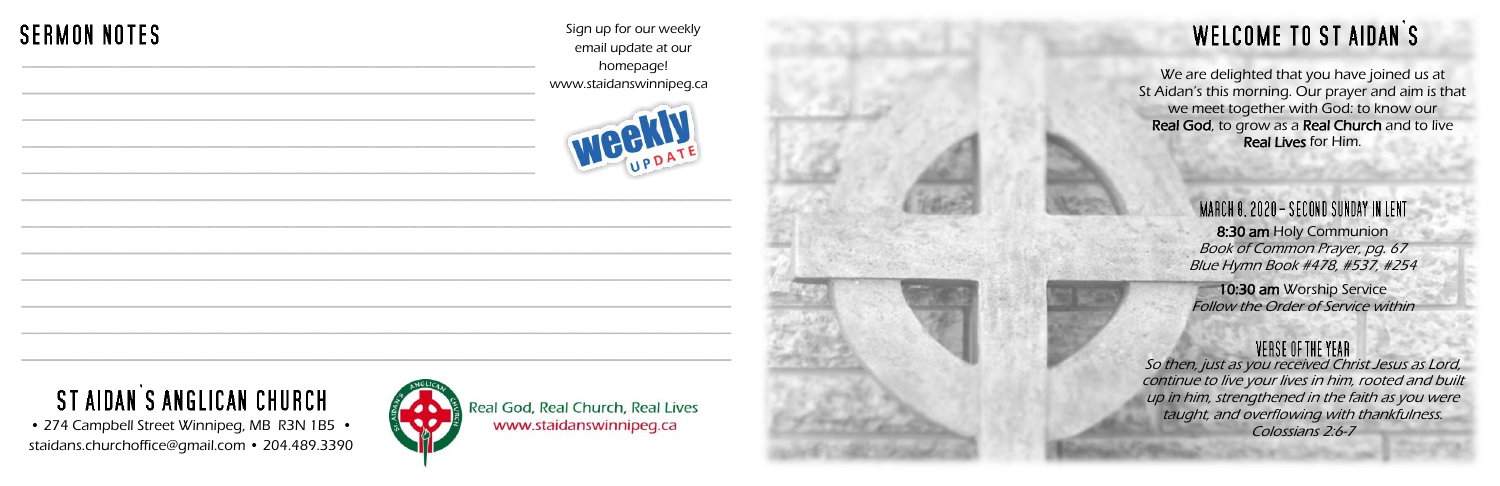## SERMON NOTES

Sign up for our weekly email update at our homepage!
www.staidanswinnipeg.ca

weekly UPDATE

# ST AIDAN'S ANGLICAN CHURCH

• 274 Campbell Street Winnipeg, MB R3N 1B5 •
staidans.churchoffice@gmail.com • 204.489.3390

Real God, Real Church, Real Lives
www.staidanswinnipeg.ca

# WELCOME TO ST AIDAN'S

We are delighted that you have joined us at St Aidan's this morning. Our prayer and aim is that we meet together with God: to know our **Real God**, to grow as a **Real Church** and to live **Real Lives** for Him.

## MARCH 8, 2020 – SECOND SUNDAY IN LENT

**8:30 am** Holy Communion
*Book of Common Prayer, pg. 67*
*Blue Hymn Book #478, #537, #254*

**10:30 am** Worship Service
*Follow the Order of Service within*

## VERSE OF THE YEAR

*So then, just as you received Christ Jesus as Lord, continue to live your lives in him, rooted and built up in him, strengthened in the faith as you were taught, and overflowing with thankfulness.*
*Colossians 2:6-7*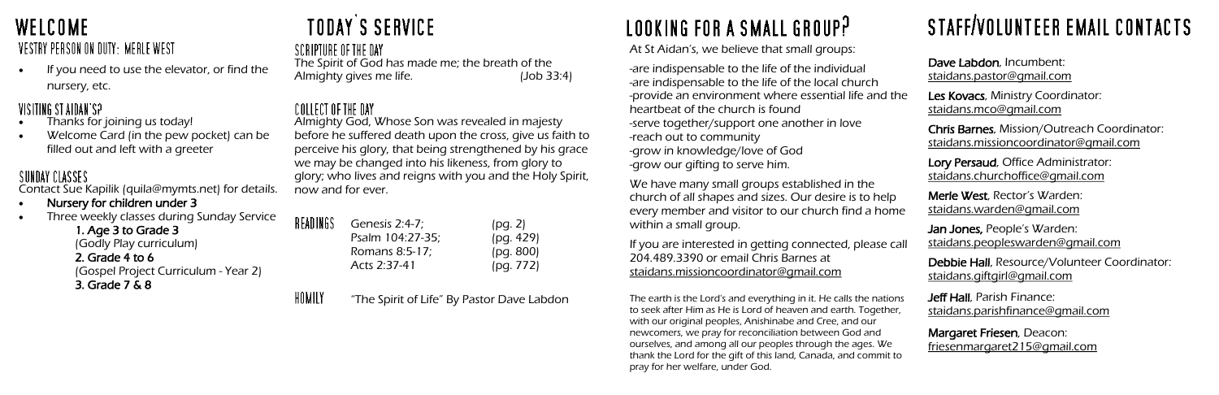# WELCOME

## VESTRY PERSON ON DUTY: MERLE WEST

- If you need to use the elevator, or find the nursery, etc.

## VISITING ST AIDAN'S?

- Thanks for joining us today!
- Welcome Card (in the pew pocket) can be filled out and left with a greeter

## SUNDAY CLASSES

Contact Sue Kapilik (quila@mymts.net) for details.

- **Nursery for children under 3**
- Three weekly classes during Sunday Service
    - **1. Age 3 to Grade 3**
      (Godly Play curriculum)
    - **2. Grade 4 to 6**
      (Gospel Project Curriculum - Year 2)
    - **3. Grade 7 & 8**

# TODAY'S SERVICE

## SCRIPTURE OF THE DAY

The Spirit of God has made me; the breath of the Almighty gives me life. (Job 33:4)

## COLLECT OF THE DAY

Almighty God, Whose Son was revealed in majesty before he suffered death upon the cross, give us faith to perceive his glory, that being strengthened by his grace we may be changed into his likeness, from glory to glory; who lives and reigns with you and the Holy Spirit, now and for ever.

## READINGS

| | |
|---|---|
| Genesis 2:4-7; | (pg. 2) |
| Psalm 104:27-35; | (pg. 429) |
| Romans 8:5-17; | (pg. 800) |
| Acts 2:37-41 | (pg. 772) |

## HOMILY

"The Spirit of Life" By Pastor Dave Labdon

# LOOKING FOR A SMALL GROUP?

At St Aidan's, we believe that small groups:

-are indispensable to the life of the individual
-are indispensable to the life of the local church
-provide an environment where essential life and the heartbeat of the church is found
-serve together/support one another in love
-reach out to community
-grow in knowledge/love of God
-grow our gifting to serve him.

We have many small groups established in the church of all shapes and sizes. Our desire is to help every member and visitor to our church find a home within a small group.

If you are interested in getting connected, please call 204.489.3390 or email Chris Barnes at staidans.missioncoordinator@gmail.com

The earth is the Lord's and everything in it. He calls the nations to seek after Him as He is Lord of heaven and earth. Together, with our original peoples, Anishinabe and Cree, and our newcomers, we pray for reconciliation between God and ourselves, and among all our peoples through the ages. We thank the Lord for the gift of this land, Canada, and commit to pray for her welfare, under God.

# STAFF/VOLUNTEER EMAIL CONTACTS

**Dave Labdon**, Incumbent:
staidans.pastor@gmail.com

**Les Kovacs**, Ministry Coordinator:
staidans.mco@gmail.com

**Chris Barnes**, Mission/Outreach Coordinator:
staidans.missioncoordinator@gmail.com

**Lory Persaud**, Office Administrator:
staidans.churchoffice@gmail.com

**Merle West**, Rector's Warden:
staidans.warden@gmail.com

**Jan Jones,** People's Warden:
staidans.peopleswarden@gmail.com

**Debbie Hall**, Resource/Volunteer Coordinator:
staidans.giftgirl@gmail.com

**Jeff Hall**, Parish Finance:
staidans.parishfinance@gmail.com

**Margaret Friesen**, Deacon:
friesenmargaret215@gmail.com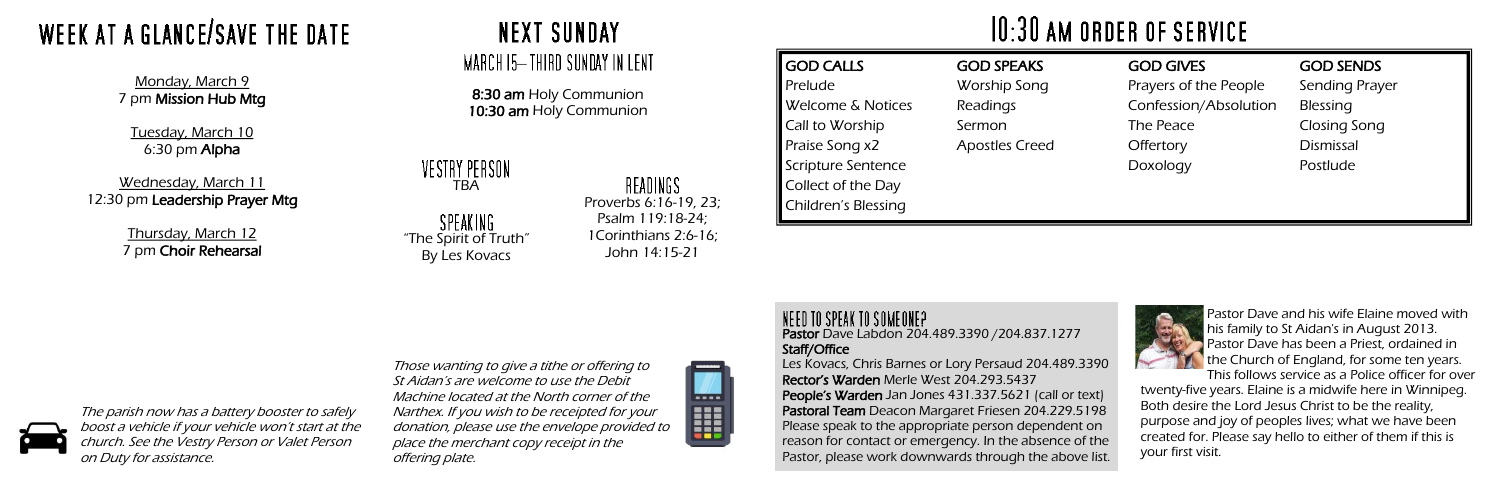# Week at a Glance/Save the Date

Monday, March 9
7 pm **Mission Hub Mtg**

Tuesday, March 10
6:30 pm **Alpha**

Wednesday, March 11
12:30 pm **Leadership Prayer Mtg**

Thursday, March 12
7 pm **Choir Rehearsal**

*The parish now has a battery booster to safely boost a vehicle if your vehicle won't start at the church. See the Vestry Person or Valet Person on Duty for assistance.*

# Next Sunday

## March 15– Third Sunday in Lent

**8:30 am** Holy Communion
**10:30 am** Holy Communion

### Vestry Person

TBA

### Speaking

"The Spirit of Truth"
By Les Kovacs

### Readings

Proverbs 6:16-19, 23;
Psalm 119:18-24;
1Corinthians 2:6-16;
John 14:15-21

*Those wanting to give a tithe or offering to St Aidan's are welcome to use the Debit Machine located at the North corner of the Narthex. If you wish to be receipted for your donation, please use the envelope provided to place the merchant copy receipt in the offering plate.*

# 10:30 am Order of Service

| **GOD CALLS** | **GOD SPEAKS** | **GOD GIVES** | **GOD SENDS** |
|---|---|---|---|
| Prelude | Worship Song | Prayers of the People | Sending Prayer |
| Welcome & Notices | Readings | Confession/Absolution | Blessing |
| Call to Worship | Sermon | The Peace | Closing Song |
| Praise Song x2 | Apostles Creed | Offertory | Dismissal |
| Scripture Sentence | | Doxology | Postlude |
| Collect of the Day | | | |
| Children's Blessing | | | |

## Need to Speak to Someone?

**Pastor** Dave Labdon 204.489.3390 /204.837.1277
**Staff/Office**
Les Kovacs, Chris Barnes or Lory Persaud 204.489.3390
**Rector's Warden** Merle West 204.293.5437
**People's Warden** Jan Jones 431.337.5621 (call or text)
**Pastoral Team** Deacon Margaret Friesen 204.229.5198
Please speak to the appropriate person dependent on reason for contact or emergency. In the absence of the Pastor, please work downwards through the above list.

Pastor Dave and his wife Elaine moved with his family to St Aidan's in August 2013. Pastor Dave has been a Priest, ordained in the Church of England, for some ten years. This follows service as a Police officer for over twenty-five years. Elaine is a midwife here in Winnipeg. Both desire the Lord Jesus Christ to be the reality, purpose and joy of peoples lives; what we have been created for. Please say hello to either of them if this is your first visit.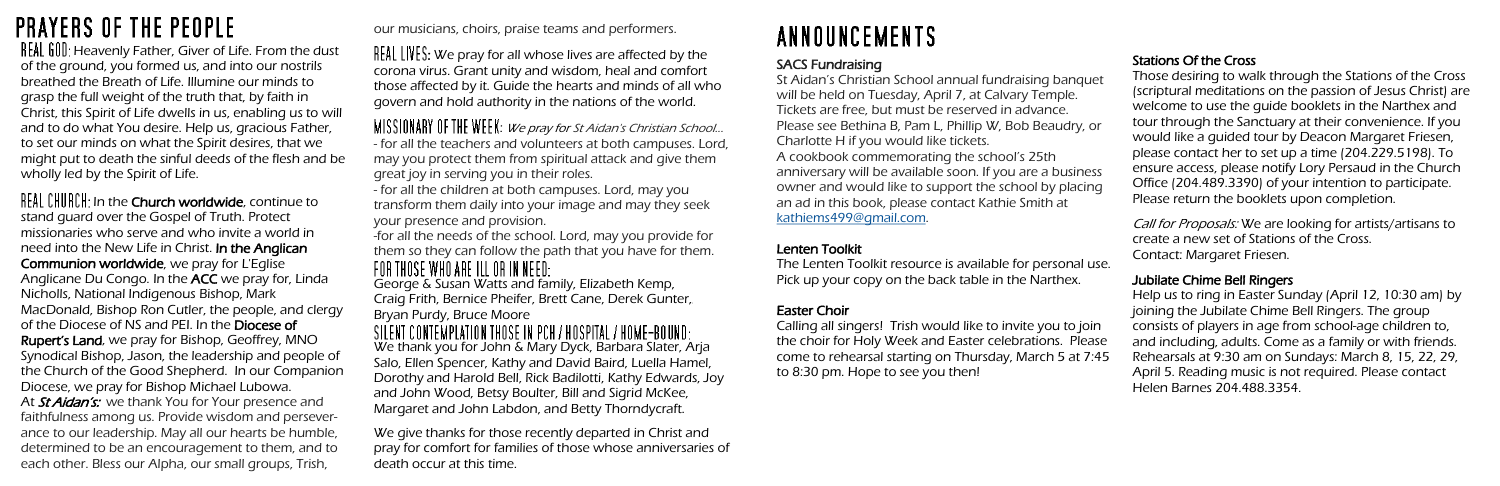# PRAYERS OF THE PEOPLE

REAL GOD: Heavenly Father, Giver of Life. From the dust of the ground, you formed us, and into our nostrils breathed the Breath of Life. Illumine our minds to grasp the full weight of the truth that, by faith in Christ, this Spirit of Life dwells in us, enabling us to will and to do what You desire. Help us, gracious Father, to set our minds on what the Spirit desires, that we might put to death the sinful deeds of the flesh and be wholly led by the Spirit of Life.

REAL CHURCH: In the **Church worldwide**, continue to stand guard over the Gospel of Truth. Protect missionaries who serve and who invite a world in need into the New Life in Christ. **In the Anglican Communion worldwide**, we pray for L'Eglise Anglicane Du Congo. In the **ACC** we pray for, Linda Nicholls, National Indigenous Bishop, Mark MacDonald, Bishop Ron Cutler, the people, and clergy of the Diocese of NS and PEI. In the **Diocese of Rupert's Land**, we pray for Bishop, Geoffrey, MNO Synodical Bishop, Jason, the leadership and people of the Church of the Good Shepherd. In our Companion Diocese, we pray for Bishop Michael Lubowa.
At ***St Aidan's:*** we thank You for Your presence and faithfulness among us. Provide wisdom and perseverance to our leadership. May all our hearts be humble, determined to be an encouragement to them, and to each other. Bless our Alpha, our small groups, Trish, our musicians, choirs, praise teams and performers.

REAL LIVES: We pray for all whose lives are affected by the corona virus. Grant unity and wisdom, heal and comfort those affected by it. Guide the hearts and minds of all who govern and hold authority in the nations of the world.

MISSIONARY OF THE WEEK: *We pray for St Aidan's Christian School...*
- for all the teachers and volunteers at both campuses. Lord, may you protect them from spiritual attack and give them great joy in serving you in their roles.
- for all the children at both campuses. Lord, may you transform them daily into your image and may they seek your presence and provision.
-for all the needs of the school. Lord, may you provide for them so they can follow the path that you have for them.

FOR THOSE WHO ARE ILL OR IN NEED:
George & Susan Watts and family, Elizabeth Kemp, Craig Frith, Bernice Pheifer, Brett Cane, Derek Gunter, Bryan Purdy, Bruce Moore

SILENT CONTEMPLATION THOSE IN PCH / HOSPITAL / HOME-BOUND:
We thank you for John & Mary Dyck, Barbara Slater, Arja Salo, Ellen Spencer, Kathy and David Baird, Luella Hamel, Dorothy and Harold Bell, Rick Badilotti, Kathy Edwards, Joy and John Wood, Betsy Boulter, Bill and Sigrid McKee, Margaret and John Labdon, and Betty Thorndycraft.

We give thanks for those recently departed in Christ and pray for comfort for families of those whose anniversaries of death occur at this time.

# ANNOUNCEMENTS

### SACS Fundraising
St Aidan's Christian School annual fundraising banquet will be held on Tuesday, April 7, at Calvary Temple. Tickets are free, but must be reserved in advance. Please see Bethina B, Pam L, Phillip W, Bob Beaudry, or Charlotte H if you would like tickets.
A cookbook commemorating the school's 25th anniversary will be available soon. If you are a business owner and would like to support the school by placing an ad in this book, please contact Kathie Smith at kathiems499@gmail.com.

### Lenten Toolkit
The Lenten Toolkit resource is available for personal use. Pick up your copy on the back table in the Narthex.

### Easter Choir
Calling all singers! Trish would like to invite you to join the choir for Holy Week and Easter celebrations. Please come to rehearsal starting on Thursday, March 5 at 7:45 to 8:30 pm. Hope to see you then!

### Stations Of the Cross
Those desiring to walk through the Stations of the Cross (scriptural meditations on the passion of Jesus Christ) are welcome to use the guide booklets in the Narthex and tour through the Sanctuary at their convenience. If you would like a guided tour by Deacon Margaret Friesen, please contact her to set up a time (204.229.5198). To ensure access, please notify Lory Persaud in the Church Office (204.489.3390) of your intention to participate. Please return the booklets upon completion.

*Call for Proposals:* We are looking for artists/artisans to create a new set of Stations of the Cross.
Contact: Margaret Friesen.

### Jubilate Chime Bell Ringers
Help us to ring in Easter Sunday (April 12, 10:30 am) by joining the Jubilate Chime Bell Ringers. The group consists of players in age from school-age children to, and including, adults. Come as a family or with friends. Rehearsals at 9:30 am on Sundays: March 8, 15, 22, 29, April 5. Reading music is not required. Please contact Helen Barnes 204.488.3354.